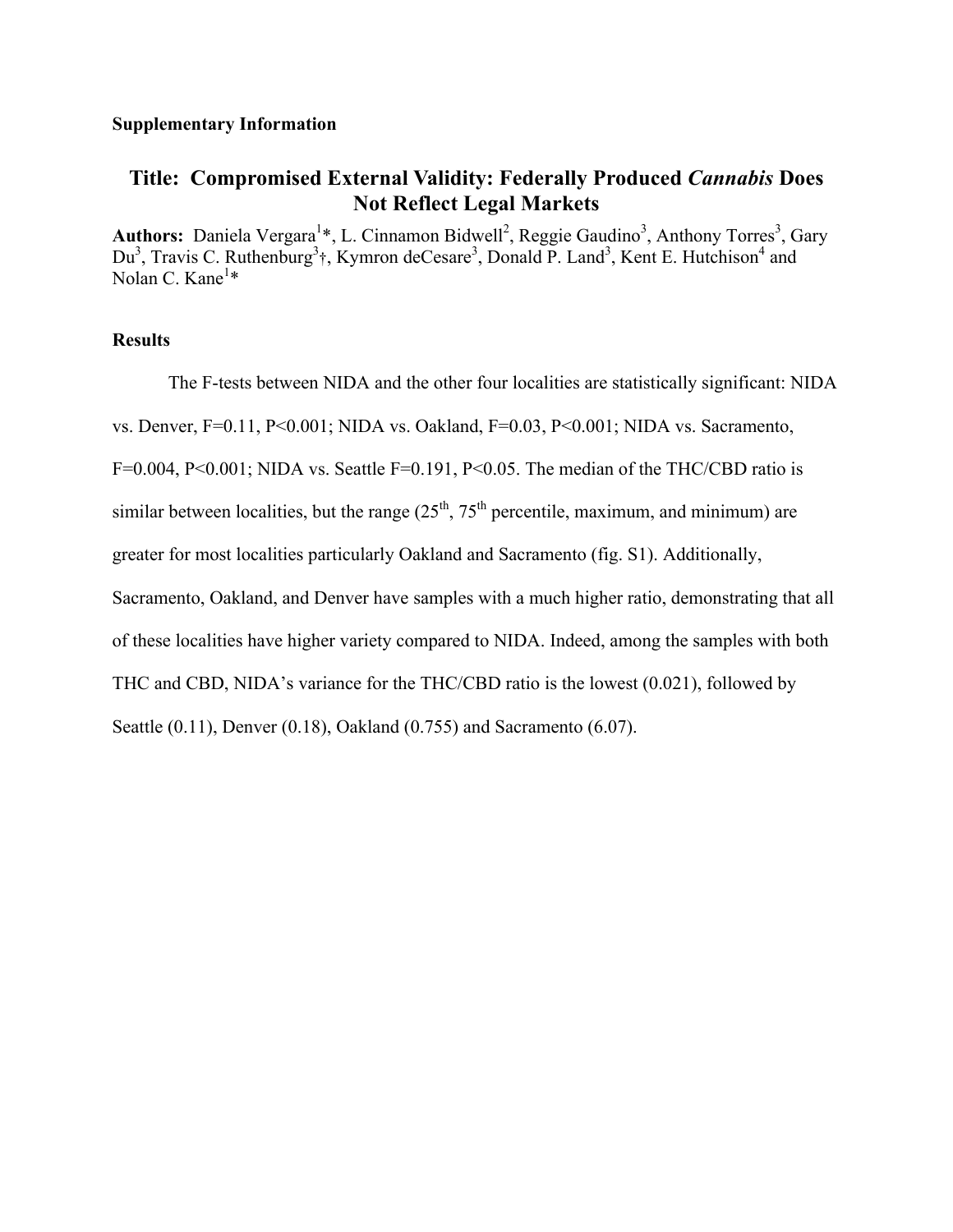**Supplementary Information**

# Title: Compromised External Validity: Federally Produced *Cannabis* Does Not Reflect Legal Markets

**Authors:** Daniela Vergara[1]*, L. Cinnamon Bidwell[2], Reggie Gaudino[3], Anthony Torres[3], Gary Du[3], Travis C. Ruthenburg[3]†, Kymron deCesare[3], Donald P. Land[3], Kent E. Hutchison[4] and Nolan C. Kane[1]*

## Results

The F-tests between NIDA and the other four localities are statistically significant: NIDA vs. Denver, $F=0.11$, $P<0.001$; NIDA vs. Oakland, $F=0.03$, $P<0.001$; NIDA vs. Sacramento, $F=0.004$, $P<0.001$; NIDA vs. Seattle $F=0.191$, $P<0.05$. The median of the THC/CBD ratio is similar between localities, but the range (25$^{th}$, 75$^{th}$ percentile, maximum, and minimum) are greater for most localities particularly Oakland and Sacramento (fig. S1). Additionally, Sacramento, Oakland, and Denver have samples with a much higher ratio, demonstrating that all of these localities have higher variety compared to NIDA. Indeed, among the samples with both THC and CBD, NIDA's variance for the THC/CBD ratio is the lowest (0.021), followed by Seattle (0.11), Denver (0.18), Oakland (0.755) and Sacramento (6.07).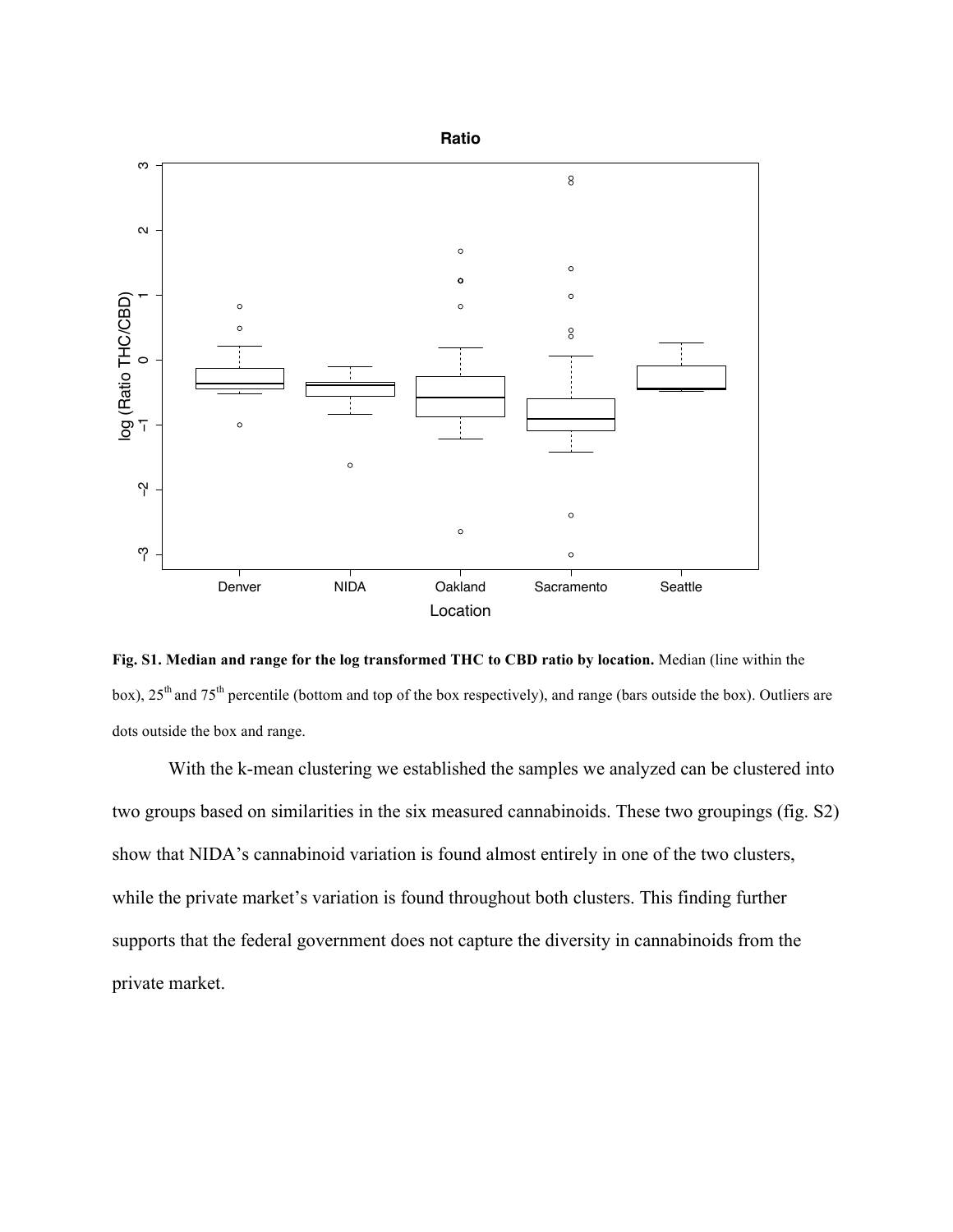**Fig. S1. Median and range for the log transformed THC to CBD ratio by location.** Median (line within the box), 25[th] and 75[th] percentile (bottom and top of the box respectively), and range (bars outside the box). Outliers are dots outside the box and range.

With the k-mean clustering we established the samples we analyzed can be clustered into two groups based on similarities in the six measured cannabinoids. These two groupings (fig. S2) show that NIDA's cannabinoid variation is found almost entirely in one of the two clusters, while the private market's variation is found throughout both clusters. This finding further supports that the federal government does not capture the diversity in cannabinoids from the private market.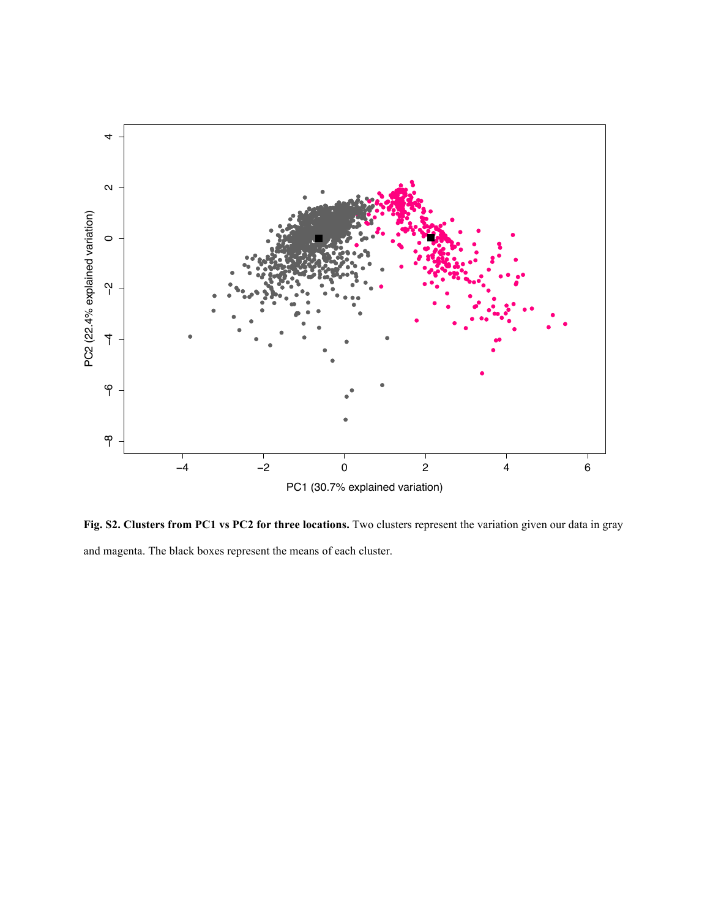PC2 (22.4% explained variation)

4
2
0
−2
−4
−6
−8

−4
−2
0
2
4
6

PC1 (30.7% explained variation)

**Fig. S2. Clusters from PC1 vs PC2 for three locations.** Two clusters represent the variation given our data in gray and magenta. The black boxes represent the means of each cluster.